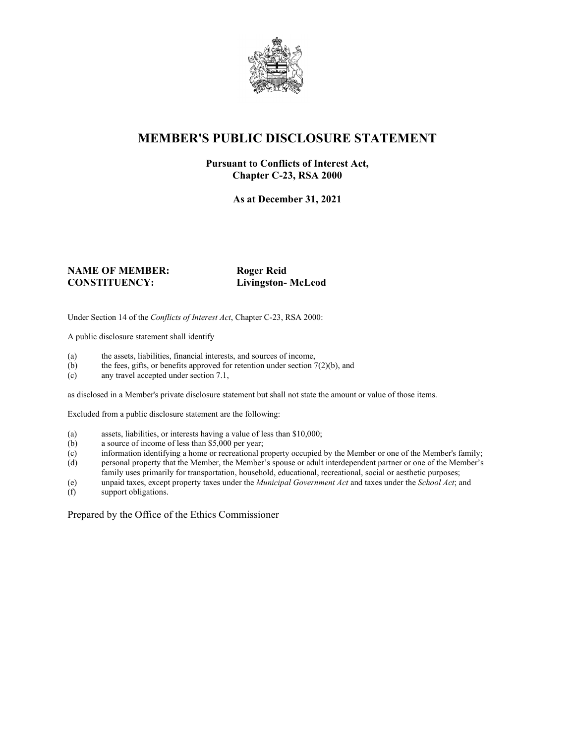# MEMBER'S PUBLIC DISCLOSURE STATEMENT

**Pursuant to Conflicts of Interest Act, Chapter C-23, RSA 2000**

**As at December 31, 2021**

**NAME OF MEMBER:** **Roger Reid**
**CONSTITUENCY:** **Livingston- McLeod**

Under Section 14 of the *Conflicts of Interest Act*, Chapter C-23, RSA 2000:

A public disclosure statement shall identify

- (a) the assets, liabilities, financial interests, and sources of income,
- (b) the fees, gifts, or benefits approved for retention under section 7(2)(b), and
- (c) any travel accepted under section 7.1,

as disclosed in a Member's private disclosure statement but shall not state the amount or value of those items.

Excluded from a public disclosure statement are the following:

- (a) assets, liabilities, or interests having a value of less than $10,000;
- (b) a source of income of less than $5,000 per year;
- (c) information identifying a home or recreational property occupied by the Member or one of the Member's family;
- (d) personal property that the Member, the Member's spouse or adult interdependent partner or one of the Member's family uses primarily for transportation, household, educational, recreational, social or aesthetic purposes;
- (e) unpaid taxes, except property taxes under the *Municipal Government Act* and taxes under the *School Act*; and
- (f) support obligations.

Prepared by the Office of the Ethics Commissioner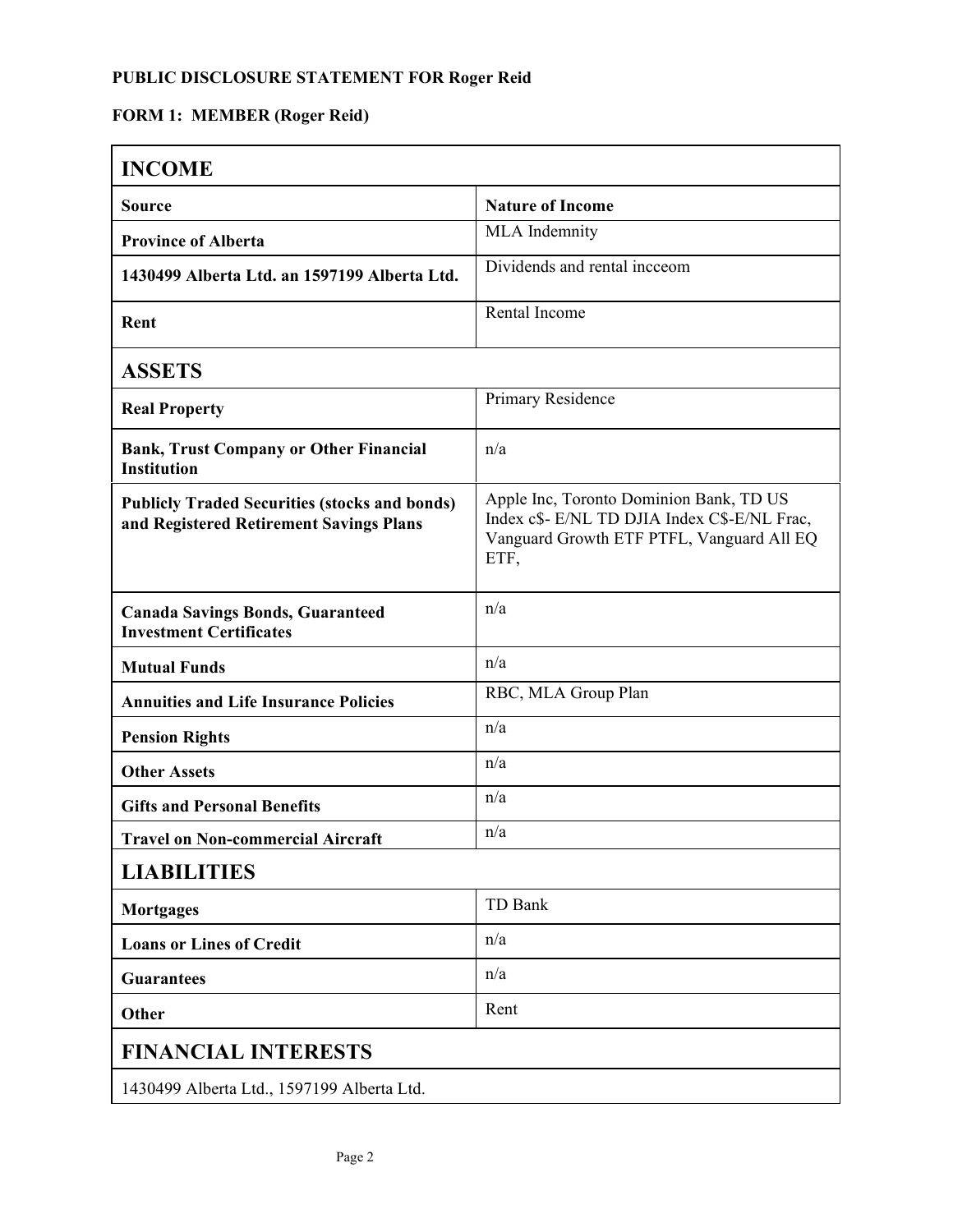**PUBLIC DISCLOSURE STATEMENT FOR Roger Reid**

**FORM 1: MEMBER (Roger Reid)**

| **INCOME** | |
|---|---|
| **Source** | **Nature of Income** |
| **Province of Alberta** | MLA Indemnity |
| **1430499 Alberta Ltd. an 1597199 Alberta Ltd.** | Dividends and rental incceom |
| **Rent** | Rental Income |
| **ASSETS** | |
| **Real Property** | Primary Residence |
| **Bank, Trust Company or Other Financial Institution** | n/a |
| **Publicly Traded Securities (stocks and bonds) and Registered Retirement Savings Plans** | Apple Inc, Toronto Dominion Bank, TD US Index c$- E/NL TD DJIA Index C$-E/NL Frac, Vanguard Growth ETF PTFL, Vanguard All EQ ETF, |
| **Canada Savings Bonds, Guaranteed Investment Certificates** | n/a |
| **Mutual Funds** | n/a |
| **Annuities and Life Insurance Policies** | RBC, MLA Group Plan |
| **Pension Rights** | n/a |
| **Other Assets** | n/a |
| **Gifts and Personal Benefits** | n/a |
| **Travel on Non-commercial Aircraft** | n/a |
| **LIABILITIES** | |
| **Mortgages** | TD Bank |
| **Loans or Lines of Credit** | n/a |
| **Guarantees** | n/a |
| **Other** | Rent |
| **FINANCIAL INTERESTS** | |
| 1430499 Alberta Ltd., 1597199 Alberta Ltd. | |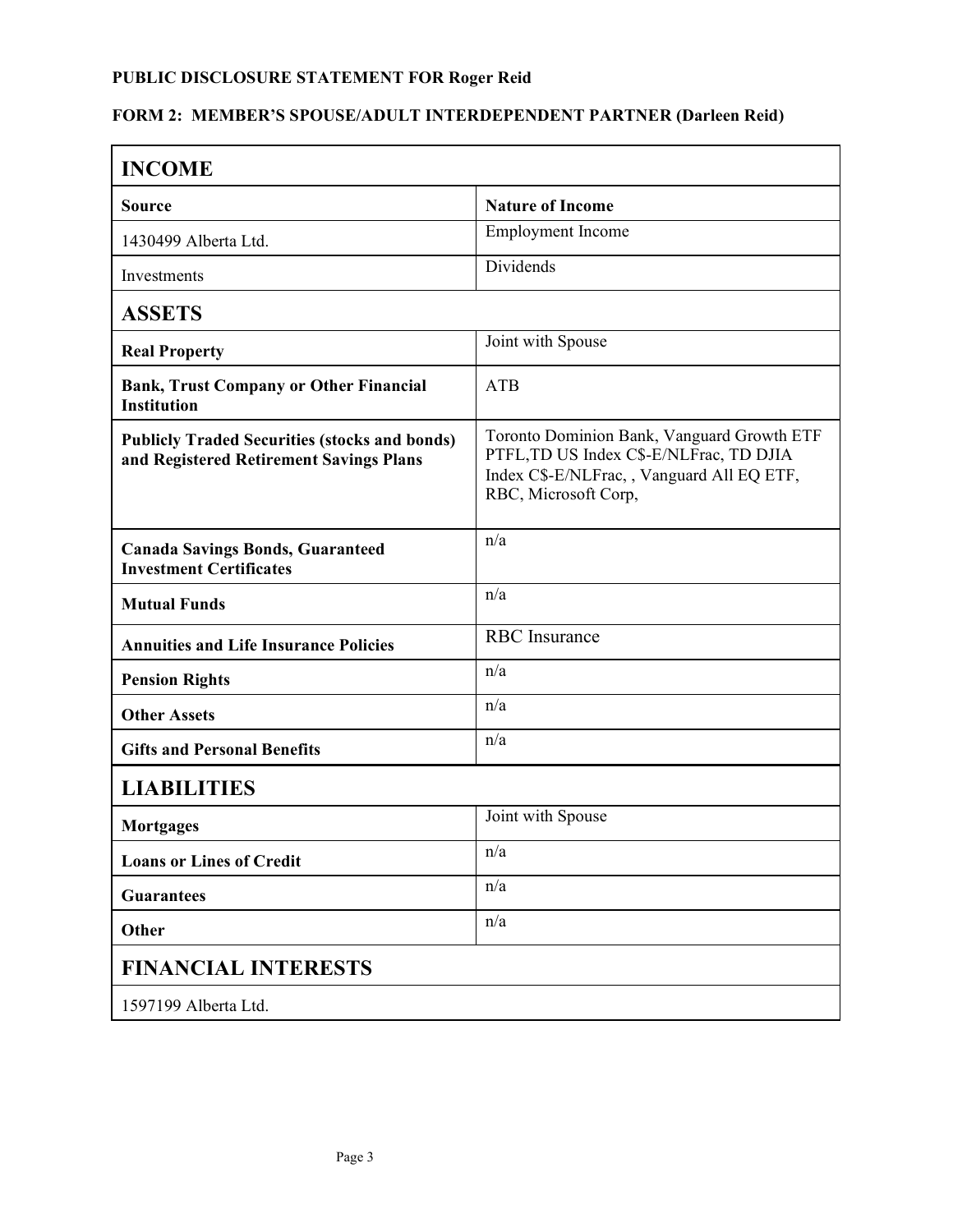**PUBLIC DISCLOSURE STATEMENT FOR Roger Reid**

**FORM 2: MEMBER'S SPOUSE/ADULT INTERDEPENDENT PARTNER (Darleen Reid)**

| **INCOME** | |
|---|---|
| **Source** | **Nature of Income** |
| 1430499 Alberta Ltd. | Employment Income |
| Investments | Dividends |
| **ASSETS** | |
| **Real Property** | Joint with Spouse |
| **Bank, Trust Company or Other Financial Institution** | ATB |
| **Publicly Traded Securities (stocks and bonds) and Registered Retirement Savings Plans** | Toronto Dominion Bank, Vanguard Growth ETF PTFL,TD US Index C$-E/NLFrac, TD DJIA Index C$-E/NLFrac, , Vanguard All EQ ETF, RBC, Microsoft Corp, |
| **Canada Savings Bonds, Guaranteed Investment Certificates** | n/a |
| **Mutual Funds** | n/a |
| **Annuities and Life Insurance Policies** | RBC Insurance |
| **Pension Rights** | n/a |
| **Other Assets** | n/a |
| **Gifts and Personal Benefits** | n/a |
| **LIABILITIES** | |
| **Mortgages** | Joint with Spouse |
| **Loans or Lines of Credit** | n/a |
| **Guarantees** | n/a |
| **Other** | n/a |
| **FINANCIAL INTERESTS** | |
| 1597199 Alberta Ltd. | |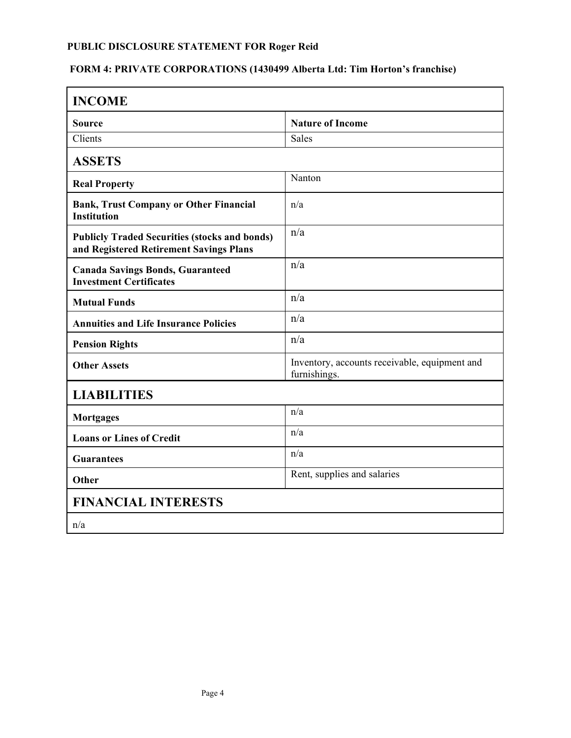**PUBLIC DISCLOSURE STATEMENT FOR Roger Reid**

**FORM 4: PRIVATE CORPORATIONS (1430499 Alberta Ltd: Tim Horton's franchise)**

## INCOME

| Source | Nature of Income |
|---|---|
| Clients | Sales |

## ASSETS

| | |
|---|---|
| **Real Property** | Nanton |
| **Bank, Trust Company or Other Financial Institution** | n/a |
| **Publicly Traded Securities (stocks and bonds) and Registered Retirement Savings Plans** | n/a |
| **Canada Savings Bonds, Guaranteed Investment Certificates** | n/a |
| **Mutual Funds** | n/a |
| **Annuities and Life Insurance Policies** | n/a |
| **Pension Rights** | n/a |
| **Other Assets** | Inventory, accounts receivable, equipment and furnishings. |

## LIABILITIES

| | |
|---|---|
| **Mortgages** | n/a |
| **Loans or Lines of Credit** | n/a |
| **Guarantees** | n/a |
| **Other** | Rent, supplies and salaries |

## FINANCIAL INTERESTS

n/a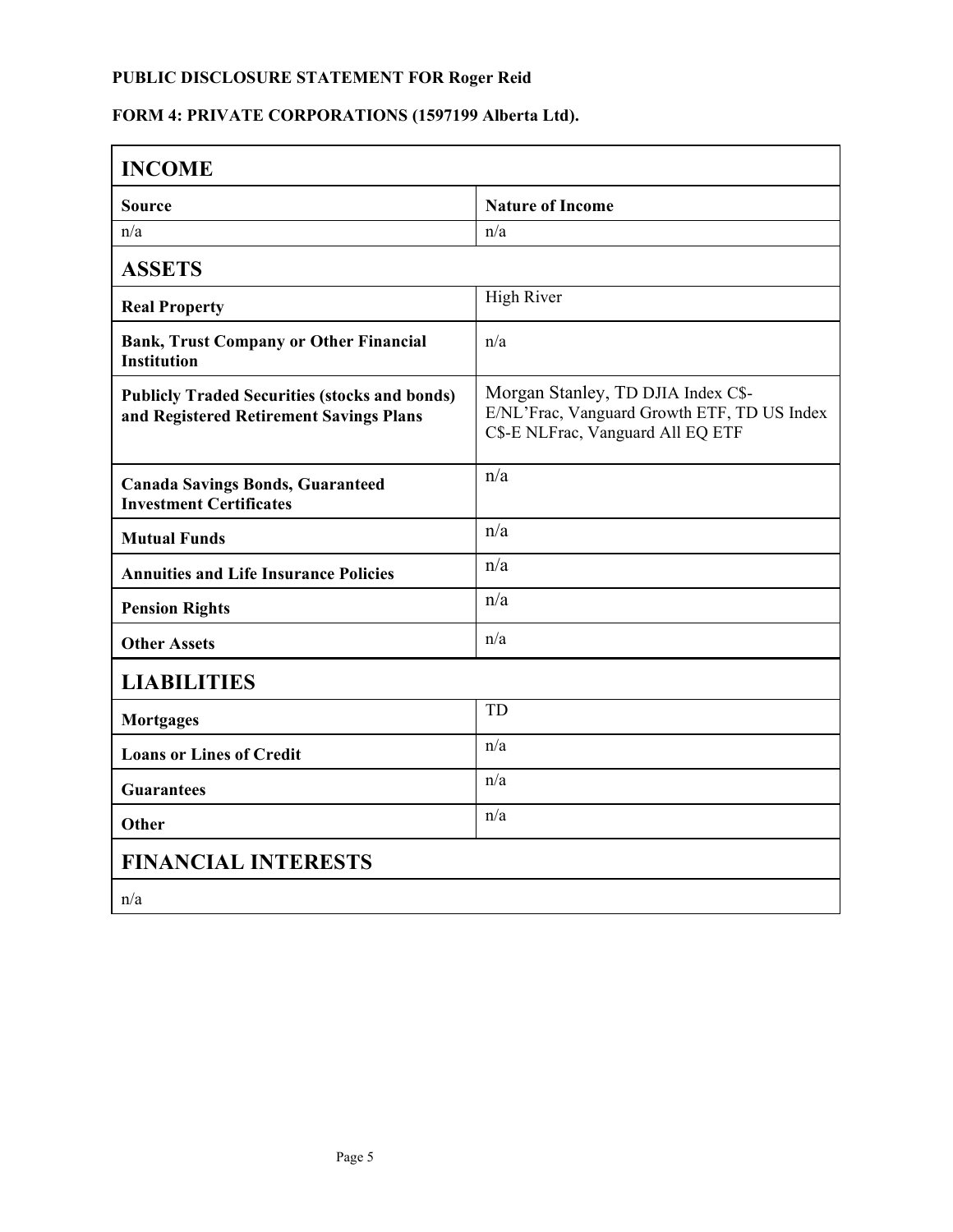**PUBLIC DISCLOSURE STATEMENT FOR Roger Reid**

**FORM 4: PRIVATE CORPORATIONS (1597199 Alberta Ltd).**

| **INCOME** | |
|---|---|
| **Source** | **Nature of Income** |
| n/a | n/a |
| **ASSETS** | |
| **Real Property** | High River |
| **Bank, Trust Company or Other Financial Institution** | n/a |
| **Publicly Traded Securities (stocks and bonds) and Registered Retirement Savings Plans** | Morgan Stanley, TD DJIA Index C$-E/NL'Frac, Vanguard Growth ETF, TD US Index C$-E NLFrac, Vanguard All EQ ETF |
| **Canada Savings Bonds, Guaranteed Investment Certificates** | n/a |
| **Mutual Funds** | n/a |
| **Annuities and Life Insurance Policies** | n/a |
| **Pension Rights** | n/a |
| **Other Assets** | n/a |
| **LIABILITIES** | |
| **Mortgages** | TD |
| **Loans or Lines of Credit** | n/a |
| **Guarantees** | n/a |
| **Other** | n/a |
| **FINANCIAL INTERESTS** | |
| n/a | |